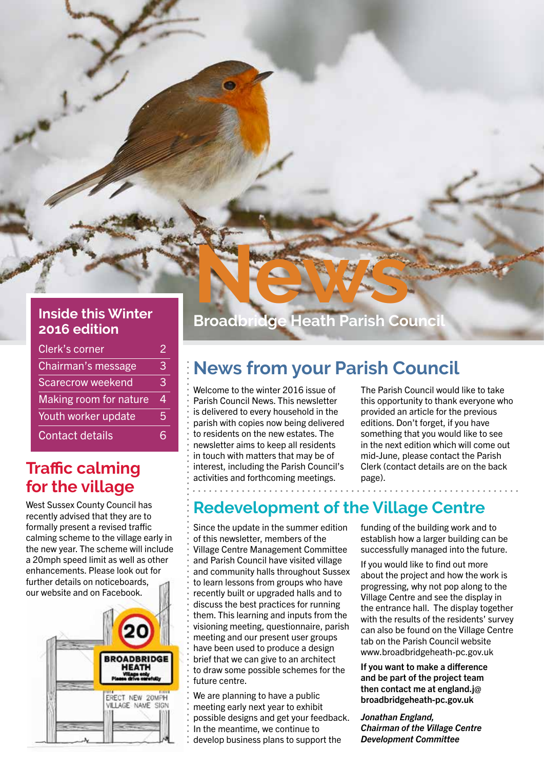# News

Broadbridge Heath Parish Council

## Inside this Winter 2016 edition

| | |
|---|---|
| Clerk's corner | 2 |
| Chairman's message | 3 |
| Scarecrow weekend | 3 |
| Making room for nature | 4 |
| Youth worker update | 5 |
| Contact details | 6 |

## Traffic calming for the village

West Sussex County Council has recently advised that they are to formally present a revised traffic calming scheme to the village early in the new year. The scheme will include a 20mph speed limit as well as other enhancements. Please look out for further details on noticeboards, our website and on Facebook.

## News from your Parish Council

Welcome to the winter 2016 issue of Parish Council News. This newsletter is delivered to every household in the parish with copies now being delivered to residents on the new estates. The newsletter aims to keep all residents in touch with matters that may be of interest, including the Parish Council's activities and forthcoming meetings.

The Parish Council would like to take this opportunity to thank everyone who provided an article for the previous editions. Don't forget, if you have something that you would like to see in the next edition which will come out mid-June, please contact the Parish Clerk (contact details are on the back page).

## Redevelopment of the Village Centre

Since the update in the summer edition of this newsletter, members of the Village Centre Management Committee and Parish Council have visited village and community halls throughout Sussex to learn lessons from groups who have recently built or upgraded halls and to discuss the best practices for running them. This learning and inputs from the visioning meeting, questionnaire, parish meeting and our present user groups have been used to produce a design brief that we can give to an architect to draw some possible schemes for the future centre.

We are planning to have a public meeting early next year to exhibit possible designs and get your feedback. In the meantime, we continue to develop business plans to support the funding of the building work and to establish how a larger building can be successfully managed into the future.

If you would like to find out more about the project and how the work is progressing, why not pop along to the Village Centre and see the display in the entrance hall. The display together with the results of the residents' survey can also be found on the Village Centre tab on the Parish Council website www.broadbridgeheath-pc.gov.uk

**If you want to make a difference and be part of the project team then contact me at england.j@broadbridgeheath-pc.gov.uk**

***Jonathan England,***
***Chairman of the Village Centre Development Committee***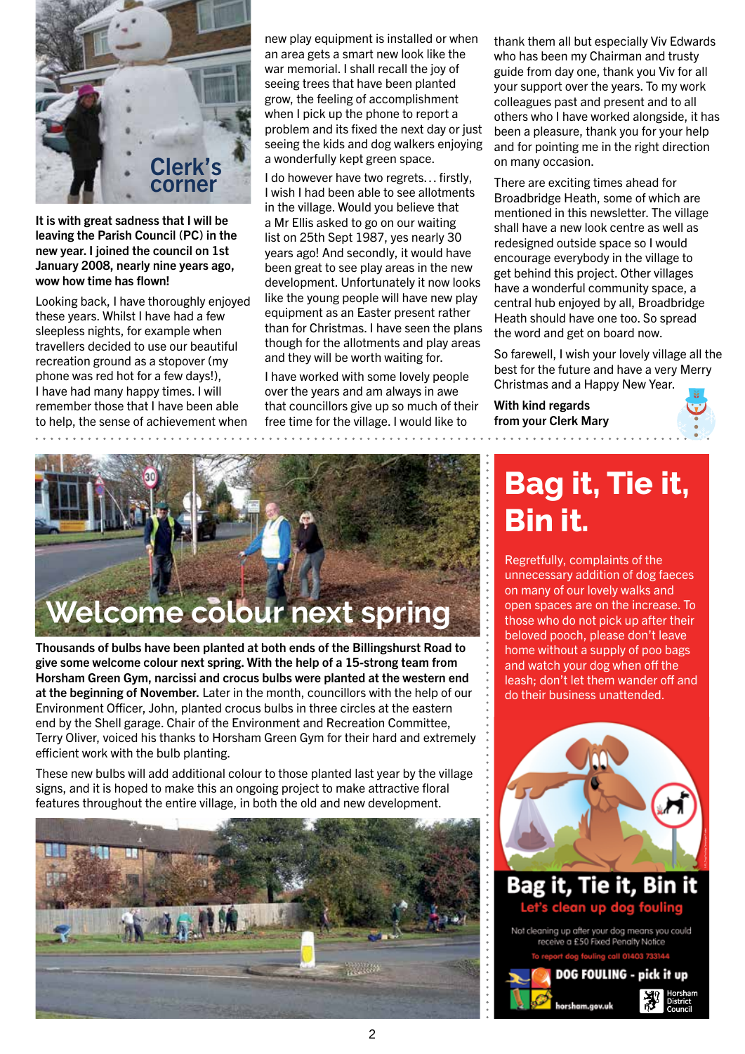## Clerk's corner

**It is with great sadness that I will be leaving the Parish Council (PC) in the new year. I joined the council on 1st January 2008, nearly nine years ago, wow how time has flown!**

Looking back, I have thoroughly enjoyed these years. Whilst I have had a few sleepless nights, for example when travellers decided to use our beautiful recreation ground as a stopover (my phone was red hot for a few days!), I have had many happy times. I will remember those that I have been able to help, the sense of achievement when new play equipment is installed or when an area gets a smart new look like the war memorial. I shall recall the joy of seeing trees that have been planted grow, the feeling of accomplishment when I pick up the phone to report a problem and its fixed the next day or just seeing the kids and dog walkers enjoying a wonderfully kept green space.

I do however have two regrets… firstly, I wish I had been able to see allotments in the village. Would you believe that a Mr Ellis asked to go on our waiting list on 25th Sept 1987, yes nearly 30 years ago! And secondly, it would have been great to see play areas in the new development. Unfortunately it now looks like the young people will have new play equipment as an Easter present rather than for Christmas. I have seen the plans though for the allotments and play areas and they will be worth waiting for.

I have worked with some lovely people over the years and am always in awe that councillors give up so much of their free time for the village. I would like to thank them all but especially Viv Edwards who has been my Chairman and trusty guide from day one, thank you Viv for all your support over the years. To my work colleagues past and present and to all others who I have worked alongside, it has been a pleasure, thank you for your help and for pointing me in the right direction on many occasion.

There are exciting times ahead for Broadbridge Heath, some of which are mentioned in this newsletter. The village shall have a new look centre as well as redesigned outside space so I would encourage everybody in the village to get behind this project. Other villages have a wonderful community space, a central hub enjoyed by all, Broadbridge Heath should have one too. So spread the word and get on board now.

So farewell, I wish your lovely village all the best for the future and have a very Merry Christmas and a Happy New Year.

**With kind regards**
**from your Clerk Mary**

## Welcome colour next spring

**Thousands of bulbs have been planted at both ends of the Billingshurst Road to give some welcome colour next spring. With the help of a 15-strong team from Horsham Green Gym, narcissi and crocus bulbs were planted at the western end at the beginning of November.** Later in the month, councillors with the help of our Environment Officer, John, planted crocus bulbs in three circles at the eastern end by the Shell garage. Chair of the Environment and Recreation Committee, Terry Oliver, voiced his thanks to Horsham Green Gym for their hard and extremely efficient work with the bulb planting.

These new bulbs will add additional colour to those planted last year by the village signs, and it is hoped to make this an ongoing project to make attractive floral features throughout the entire village, in both the old and new development.

## Bag it, Tie it, Bin it.

Regretfully, complaints of the unnecessary addition of dog faeces on many of our lovely walks and open spaces are on the increase. To those who do not pick up after their beloved pooch, please don't leave home without a supply of poo bags and watch your dog when off the leash; don't let them wander off and do their business unattended.

**Bag it, Tie it, Bin it**

**Let's clean up dog fouling**

Not cleaning up after your dog means you could receive a £50 Fixed Penalty Notice

To report dog fouling call 01403 733144

**DOG FOULING - pick it up**

horsham.gov.uk

Horsham District Council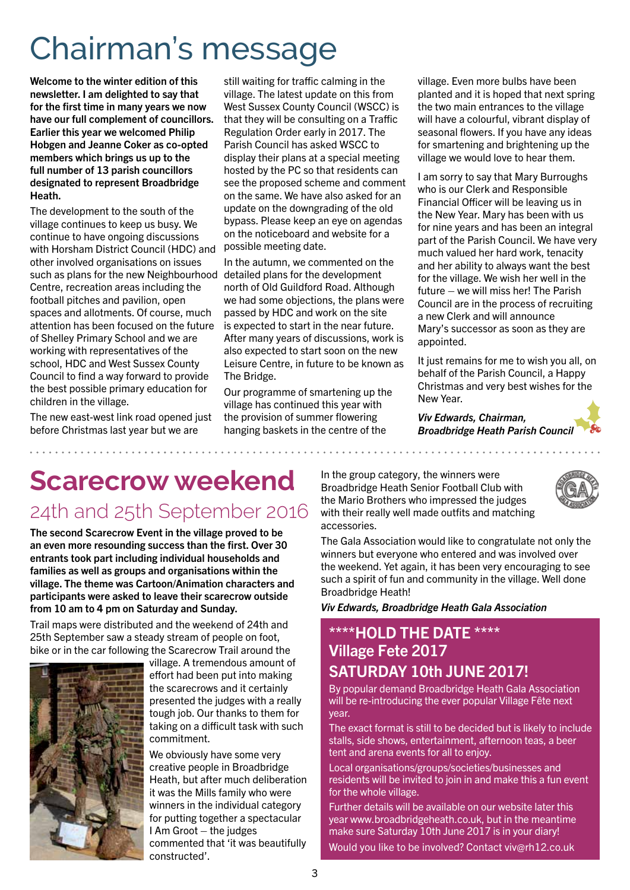# Chairman's message

**Welcome to the winter edition of this newsletter. I am delighted to say that for the first time in many years we now have our full complement of councillors. Earlier this year we welcomed Philip Hobgen and Jeanne Coker as co-opted members which brings us up to the full number of 13 parish councillors designated to represent Broadbridge Heath.**

The development to the south of the village continues to keep us busy. We continue to have ongoing discussions with Horsham District Council (HDC) and other involved organisations on issues such as plans for the new Neighbourhood Centre, recreation areas including the football pitches and pavilion, open spaces and allotments. Of course, much attention has been focused on the future of Shelley Primary School and we are working with representatives of the school, HDC and West Sussex County Council to find a way forward to provide the best possible primary education for children in the village.

The new east-west link road opened just before Christmas last year but we are still waiting for traffic calming in the village. The latest update on this from West Sussex County Council (WSCC) is that they will be consulting on a Traffic Regulation Order early in 2017. The Parish Council has asked WSCC to display their plans at a special meeting hosted by the PC so that residents can see the proposed scheme and comment on the same. We have also asked for an update on the downgrading of the old bypass. Please keep an eye on agendas on the noticeboard and website for a possible meeting date.

In the autumn, we commented on the detailed plans for the development north of Old Guildford Road. Although we had some objections, the plans were passed by HDC and work on the site is expected to start in the near future. After many years of discussions, work is also expected to start soon on the new Leisure Centre, in future to be known as The Bridge.

Our programme of smartening up the village has continued this year with the provision of summer flowering hanging baskets in the centre of the village. Even more bulbs have been planted and it is hoped that next spring the two main entrances to the village will have a colourful, vibrant display of seasonal flowers. If you have any ideas for smartening and brightening up the village we would love to hear them.

I am sorry to say that Mary Burroughs who is our Clerk and Responsible Financial Officer will be leaving us in the New Year. Mary has been with us for nine years and has been an integral part of the Parish Council. We have very much valued her hard work, tenacity and her ability to always want the best for the village. We wish her well in the future – we will miss her! The Parish Council are in the process of recruiting a new Clerk and will announce Mary's successor as soon as they are appointed.

It just remains for me to wish you all, on behalf of the Parish Council, a Happy Christmas and very best wishes for the New Year.

***Viv Edwards, Chairman, Broadbridge Heath Parish Council***

# Scarecrow weekend

## 24th and 25th September 2016

**The second Scarecrow Event in the village proved to be an even more resounding success than the first. Over 30 entrants took part including individual households and families as well as groups and organisations within the village. The theme was Cartoon/Animation characters and participants were asked to leave their scarecrow outside from 10 am to 4 pm on Saturday and Sunday.**

Trail maps were distributed and the weekend of 24th and 25th September saw a steady stream of people on foot, bike or in the car following the Scarecrow Trail around the village. A tremendous amount of effort had been put into making the scarecrows and it certainly presented the judges with a really tough job. Our thanks to them for taking on a difficult task with such commitment.

We obviously have some very creative people in Broadbridge Heath, but after much deliberation it was the Mills family who were winners in the individual category for putting together a spectacular I Am Groot – the judges commented that 'it was beautifully constructed'.

In the group category, the winners were Broadbridge Heath Senior Football Club with the Mario Brothers who impressed the judges with their really well made outfits and matching accessories.

The Gala Association would like to congratulate not only the winners but everyone who entered and was involved over the weekend. Yet again, it has been very encouraging to see such a spirit of fun and community in the village. Well done Broadbridge Heath!

***Viv Edwards, Broadbridge Heath Gala Association***

## \*\*\*\*HOLD THE DATE \*\*\*\*
## Village Fete 2017
## SATURDAY 10th JUNE 2017!

By popular demand Broadbridge Heath Gala Association will be re-introducing the ever popular Village Fête next year.

The exact format is still to be decided but is likely to include stalls, side shows, entertainment, afternoon teas, a beer tent and arena events for all to enjoy.

Local organisations/groups/societies/businesses and residents will be invited to join in and make this a fun event for the whole village.

Further details will be available on our website later this year www.broadbridgeheath.co.uk, but in the meantime make sure Saturday 10th June 2017 is in your diary!

Would you like to be involved? Contact viv@rh12.co.uk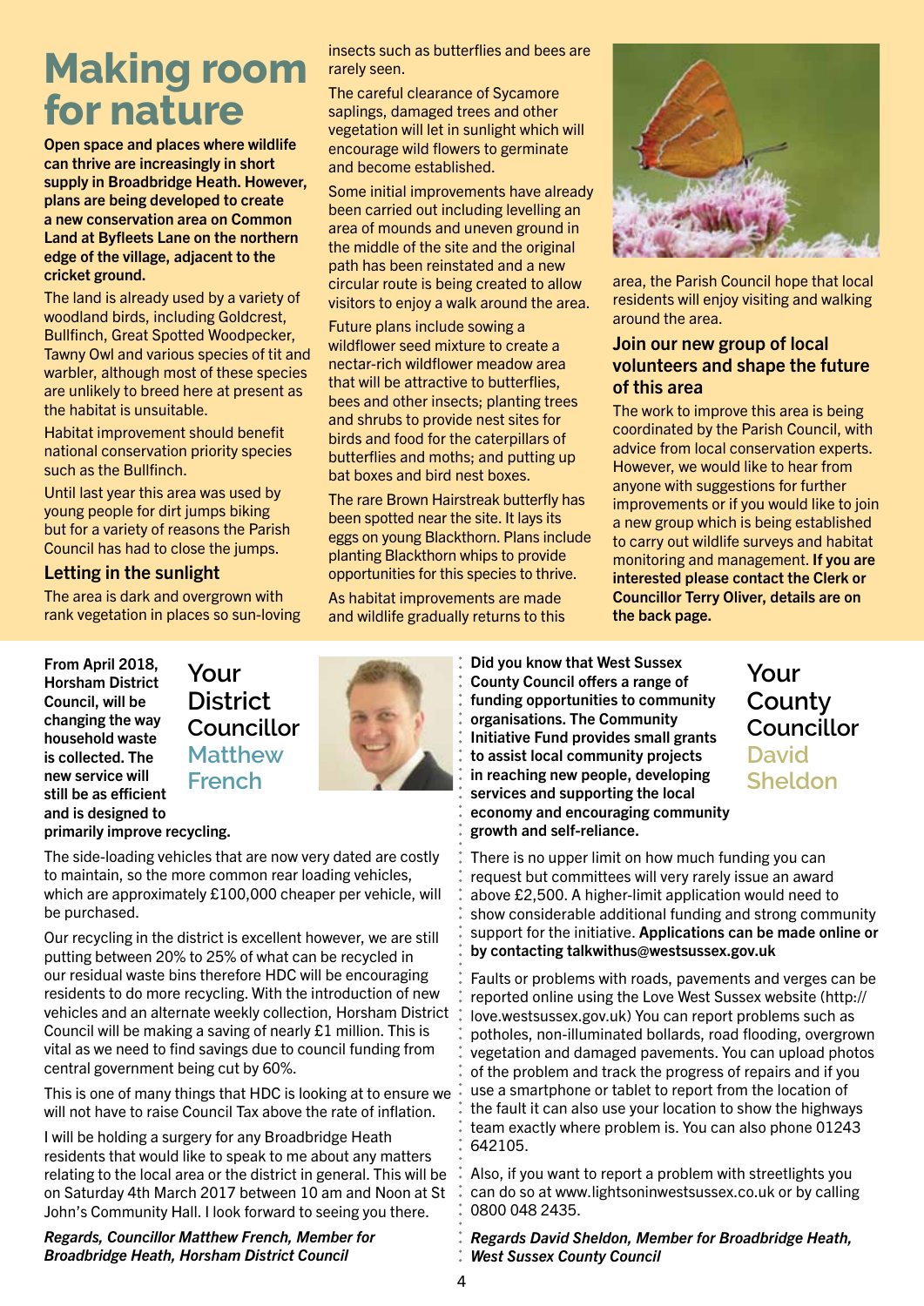# Making room for nature

**Open space and places where wildlife can thrive are increasingly in short supply in Broadbridge Heath. However, plans are being developed to create a new conservation area on Common Land at Byfleets Lane on the northern edge of the village, adjacent to the cricket ground.**

The land is already used by a variety of woodland birds, including Goldcrest, Bullfinch, Great Spotted Woodpecker, Tawny Owl and various species of tit and warbler, although most of these species are unlikely to breed here at present as the habitat is unsuitable.

Habitat improvement should benefit national conservation priority species such as the Bullfinch.

Until last year this area was used by young people for dirt jumps biking but for a variety of reasons the Parish Council has had to close the jumps.

## Letting in the sunlight

The area is dark and overgrown with rank vegetation in places so sun-loving insects such as butterflies and bees are rarely seen.

The careful clearance of Sycamore saplings, damaged trees and other vegetation will let in sunlight which will encourage wild flowers to germinate and become established.

Some initial improvements have already been carried out including levelling an area of mounds and uneven ground in the middle of the site and the original path has been reinstated and a new circular route is being created to allow visitors to enjoy a walk around the area.

Future plans include sowing a wildflower seed mixture to create a nectar-rich wildflower meadow area that will be attractive to butterflies, bees and other insects; planting trees and shrubs to provide nest sites for birds and food for the caterpillars of butterflies and moths; and putting up bat boxes and bird nest boxes.

The rare Brown Hairstreak butterfly has been spotted near the site. It lays its eggs on young Blackthorn. Plans include planting Blackthorn whips to provide opportunities for this species to thrive.

As habitat improvements are made and wildlife gradually returns to this area, the Parish Council hope that local residents will enjoy visiting and walking around the area.

## Join our new group of local volunteers and shape the future of this area

The work to improve this area is being coordinated by the Parish Council, with advice from local conservation experts. However, we would like to hear from anyone with suggestions for further improvements or if you would like to join a new group which is being established to carry out wildlife surveys and habitat monitoring and management. **If you are interested please contact the Clerk or Councillor Terry Oliver, details are on the back page.**

# Your District Councillor Matthew French

**From April 2018, Horsham District Council, will be changing the way household waste is collected. The new service will still be as efficient and is designed to primarily improve recycling.**

The side-loading vehicles that are now very dated are costly to maintain, so the more common rear loading vehicles, which are approximately £100,000 cheaper per vehicle, will be purchased.

Our recycling in the district is excellent however, we are still putting between 20% to 25% of what can be recycled in our residual waste bins therefore HDC will be encouraging residents to do more recycling. With the introduction of new vehicles and an alternate weekly collection, Horsham District Council will be making a saving of nearly £1 million. This is vital as we need to find savings due to council funding from central government being cut by 60%.

This is one of many things that HDC is looking at to ensure we will not have to raise Council Tax above the rate of inflation.

I will be holding a surgery for any Broadbridge Heath residents that would like to speak to me about any matters relating to the local area or the district in general. This will be on Saturday 4th March 2017 between 10 am and Noon at St John's Community Hall. I look forward to seeing you there.

***Regards, Councillor Matthew French, Member for Broadbridge Heath, Horsham District Council***

# Your County Councillor David Sheldon

**Did you know that West Sussex County Council offers a range of funding opportunities to community organisations. The Community Initiative Fund provides small grants to assist local community projects in reaching new people, developing services and supporting the local economy and encouraging community growth and self-reliance.**

There is no upper limit on how much funding you can request but committees will very rarely issue an award above £2,500. A higher-limit application would need to show considerable additional funding and strong community support for the initiative. **Applications can be made online or by contacting talkwithus@westsussex.gov.uk**

Faults or problems with roads, pavements and verges can be reported online using the Love West Sussex website (http://love.westsussex.gov.uk) You can report problems such as potholes, non-illuminated bollards, road flooding, overgrown vegetation and damaged pavements. You can upload photos of the problem and track the progress of repairs and if you use a smartphone or tablet to report from the location of the fault it can also use your location to show the highways team exactly where problem is. You can also phone 01243 642105.

Also, if you want to report a problem with streetlights you can do so at www.lightsoninwestsussex.co.uk or by calling 0800 048 2435.

***Regards David Sheldon, Member for Broadbridge Heath, West Sussex County Council***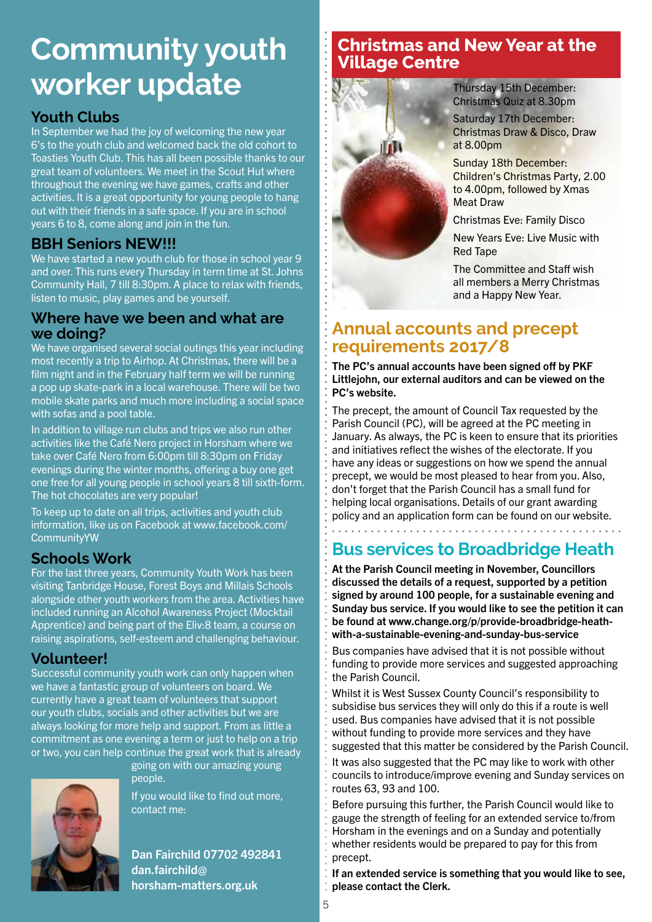# Community youth worker update

## Youth Clubs

In September we had the joy of welcoming the new year 6's to the youth club and welcomed back the old cohort to Toasties Youth Club. This has all been possible thanks to our great team of volunteers. We meet in the Scout Hut where throughout the evening we have games, crafts and other activities. It is a great opportunity for young people to hang out with their friends in a safe space. If you are in school years 6 to 8, come along and join in the fun.

## BBH Seniors NEW!!!

We have started a new youth club for those in school year 9 and over. This runs every Thursday in term time at St. Johns Community Hall, 7 till 8:30pm. A place to relax with friends, listen to music, play games and be yourself.

## Where have we been and what are we doing?

We have organised several social outings this year including most recently a trip to Airhop. At Christmas, there will be a film night and in the February half term we will be running a pop up skate-park in a local warehouse. There will be two mobile skate parks and much more including a social space with sofas and a pool table.

In addition to village run clubs and trips we also run other activities like the Café Nero project in Horsham where we take over Café Nero from 6:00pm till 8:30pm on Friday evenings during the winter months, offering a buy one get one free for all young people in school years 8 till sixth-form. The hot chocolates are very popular!

To keep up to date on all trips, activities and youth club information, like us on Facebook at www.facebook.com/CommunityYW

## Schools Work

For the last three years, Community Youth Work has been visiting Tanbridge House, Forest Boys and Millais Schools alongside other youth workers from the area. Activities have included running an Alcohol Awareness Project (Mocktail Apprentice) and being part of the Eliv:8 team, a course on raising aspirations, self-esteem and challenging behaviour.

## Volunteer!

Successful community youth work can only happen when we have a fantastic group of volunteers on board. We currently have a great team of volunteers that support our youth clubs, socials and other activities but we are always looking for more help and support. From as little a commitment as one evening a term or just to help on a trip or two, you can help continue the great work that is already going on with our amazing young people.

If you would like to find out more, contact me:

**Dan Fairchild 07702 492841**
**dan.fairchild@horsham-matters.org.uk**

## Christmas and New Year at the Village Centre

Thursday 15th December: Christmas Quiz at 8.30pm

Saturday 17th December: Christmas Draw & Disco, Draw at 8.00pm

Sunday 18th December: Children's Christmas Party, 2.00 to 4.00pm, followed by Xmas Meat Draw

Christmas Eve: Family Disco

New Years Eve: Live Music with Red Tape

The Committee and Staff wish all members a Merry Christmas and a Happy New Year.

## Annual accounts and precept requirements 2017/8

**The PC's annual accounts have been signed off by PKF Littlejohn, our external auditors and can be viewed on the PC's website.**

The precept, the amount of Council Tax requested by the Parish Council (PC), will be agreed at the PC meeting in January. As always, the PC is keen to ensure that its priorities and initiatives reflect the wishes of the electorate. If you have any ideas or suggestions on how we spend the annual precept, we would be most pleased to hear from you. Also, don't forget that the Parish Council has a small fund for helping local organisations. Details of our grant awarding policy and an application form can be found on our website.

## Bus services to Broadbridge Heath

**At the Parish Council meeting in November, Councillors discussed the details of a request, supported by a petition signed by around 100 people, for a sustainable evening and Sunday bus service. If you would like to see the petition it can be found at www.change.org/p/provide-broadbridge-heath-with-a-sustainable-evening-and-sunday-bus-service**

Bus companies have advised that it is not possible without funding to provide more services and suggested approaching the Parish Council.

Whilst it is West Sussex County Council's responsibility to subsidise bus services they will only do this if a route is well used. Bus companies have advised that it is not possible without funding to provide more services and they have suggested that this matter be considered by the Parish Council.

It was also suggested that the PC may like to work with other councils to introduce/improve evening and Sunday services on routes 63, 93 and 100.

Before pursuing this further, the Parish Council would like to gauge the strength of feeling for an extended service to/from Horsham in the evenings and on a Sunday and potentially whether residents would be prepared to pay for this from precept.

**If an extended service is something that you would like to see, please contact the Clerk.**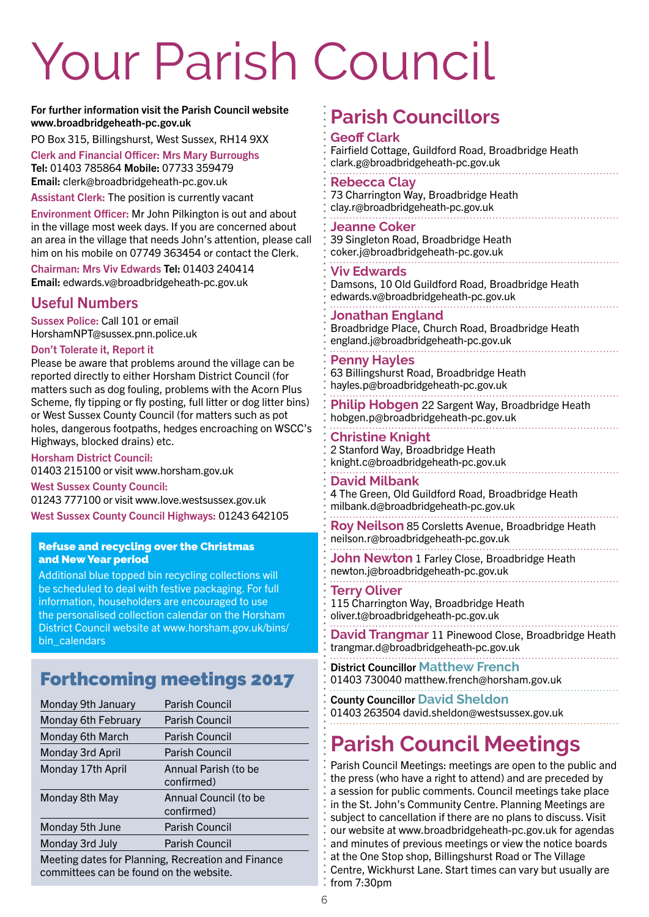# Your Parish Council

**For further information visit the Parish Council website www.broadbridgeheath-pc.gov.uk**

PO Box 315, Billingshurst, West Sussex, RH14 9XX

**Clerk and Financial Officer: Mrs Mary Burroughs**
**Tel:** 01403 785864 **Mobile:** 07733 359479
**Email:** clerk@broadbridgeheath-pc.gov.uk

**Assistant Clerk:** The position is currently vacant

**Environment Officer:** Mr John Pilkington is out and about in the village most week days. If you are concerned about an area in the village that needs John's attention, please call him on his mobile on 07749 363454 or contact the Clerk.

**Chairman: Mrs Viv Edwards Tel:** 01403 240414
**Email:** edwards.v@broadbridgeheath-pc.gov.uk

## Useful Numbers

**Sussex Police:** Call 101 or email HorshamNPT@sussex.pnn.police.uk

**Don't Tolerate it, Report it**

Please be aware that problems around the village can be reported directly to either Horsham District Council (for matters such as dog fouling, problems with the Acorn Plus Scheme, fly tipping or fly posting, full litter or dog litter bins) or West Sussex County Council (for matters such as pot holes, dangerous footpaths, hedges encroaching on WSCC's Highways, blocked drains) etc.

**Horsham District Council:**
01403 215100 or visit www.horsham.gov.uk

**West Sussex County Council:**
01243 777100 or visit www.love.westsussex.gov.uk

**West Sussex County Council Highways:** 01243 642105

**Refuse and recycling over the Christmas and New Year period**

Additional blue topped bin recycling collections will be scheduled to deal with festive packaging. For full information, householders are encouraged to use the personalised collection calendar on the Horsham District Council website at www.horsham.gov.uk/bins/bin_calendars

## Forthcoming meetings 2017

| | |
|---|---|
| Monday 9th January | Parish Council |
| Monday 6th February | Parish Council |
| Monday 6th March | Parish Council |
| Monday 3rd April | Parish Council |
| Monday 17th April | Annual Parish (to be confirmed) |
| Monday 8th May | Annual Council (to be confirmed) |
| Monday 5th June | Parish Council |
| Monday 3rd July | Parish Council |

Meeting dates for Planning, Recreation and Finance committees can be found on the website.

## Parish Councillors

**Geoff Clark**
Fairfield Cottage, Guildford Road, Broadbridge Heath
clark.g@broadbridgeheath-pc.gov.uk

**Rebecca Clay**
73 Charrington Way, Broadbridge Heath
clay.r@broadbridgeheath-pc.gov.uk

**Jeanne Coker**
39 Singleton Road, Broadbridge Heath
coker.j@broadbridgeheath-pc.gov.uk

**Viv Edwards**
Damsons, 10 Old Guildford Road, Broadbridge Heath
edwards.v@broadbridgeheath-pc.gov.uk

**Jonathan England**
Broadbridge Place, Church Road, Broadbridge Heath
england.j@broadbridgeheath-pc.gov.uk

**Penny Hayles**
63 Billingshurst Road, Broadbridge Heath
hayles.p@broadbridgeheath-pc.gov.uk

**Philip Hobgen** 22 Sargent Way, Broadbridge Heath
hobgen.p@broadbridgeheath-pc.gov.uk

**Christine Knight**
2 Stanford Way, Broadbridge Heath
knight.c@broadbridgeheath-pc.gov.uk

**David Milbank**
4 The Green, Old Guildford Road, Broadbridge Heath
milbank.d@broadbridgeheath-pc.gov.uk

**Roy Neilson** 85 Corsletts Avenue, Broadbridge Heath
neilson.r@broadbridgeheath-pc.gov.uk

**John Newton** 1 Farley Close, Broadbridge Heath
newton.j@broadbridgeheath-pc.gov.uk

**Terry Oliver**
115 Charrington Way, Broadbridge Heath
oliver.t@broadbridgeheath-pc.gov.uk

**David Trangmar** 11 Pinewood Close, Broadbridge Heath
trangmar.d@broadbridgeheath-pc.gov.uk

**District Councillor Matthew French**
01403 730040 matthew.french@horsham.gov.uk

**County Councillor David Sheldon**
01403 263504 david.sheldon@westsussex.gov.uk

## Parish Council Meetings

Parish Council Meetings: meetings are open to the public and the press (who have a right to attend) and are preceded by a session for public comments. Council meetings take place in the St. John's Community Centre. Planning Meetings are subject to cancellation if there are no plans to discuss. Visit our website at www.broadbridgeheath-pc.gov.uk for agendas and minutes of previous meetings or view the notice boards at the One Stop shop, Billingshurst Road or The Village Centre, Wickhurst Lane. Start times can vary but usually are from 7:30pm